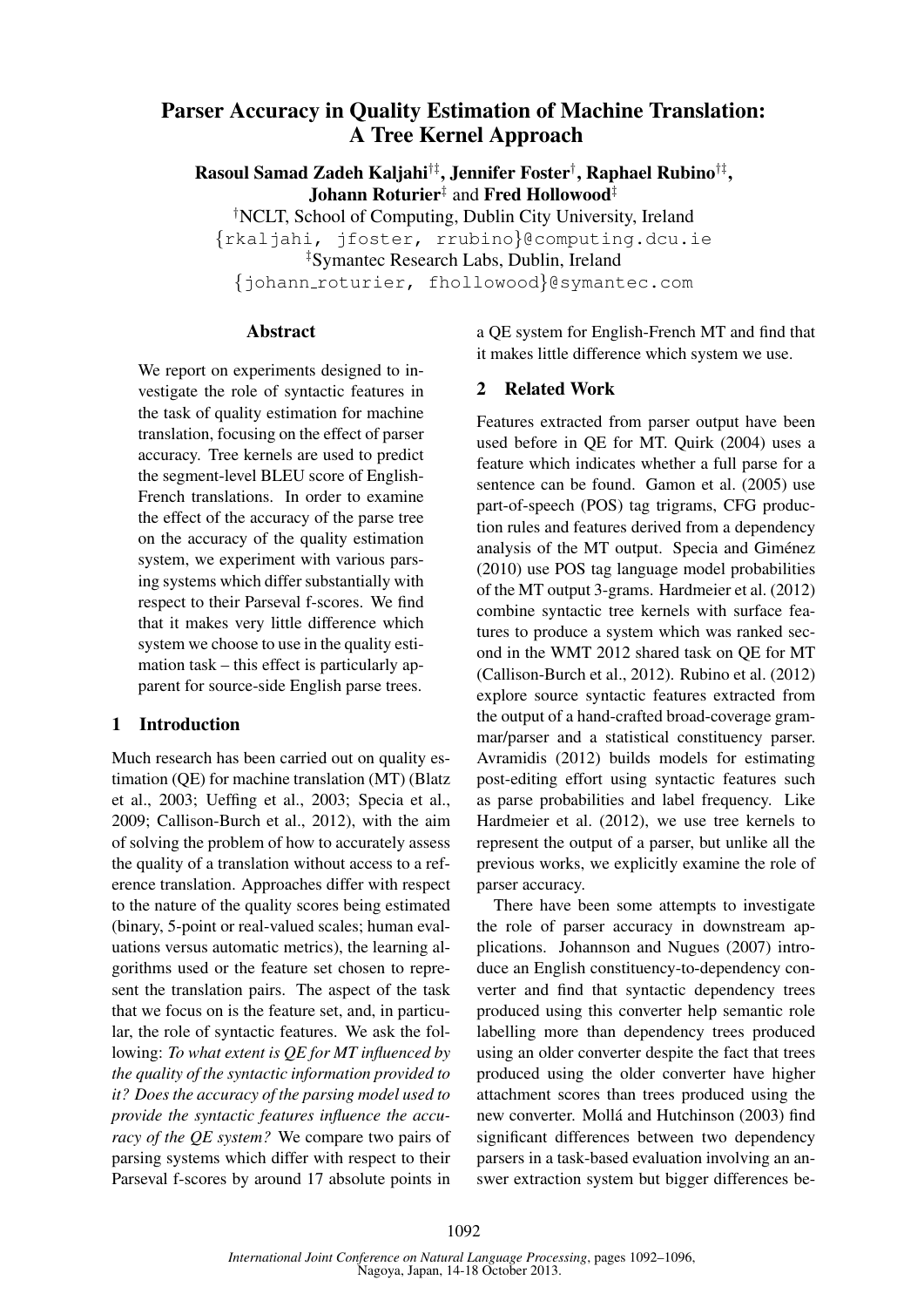# Parser Accuracy in Quality Estimation of Machine Translation: A Tree Kernel Approach

**Rasoul Samad Zadeh Kaljahi**[†‡], **Jennifer Foster**[†], **Raphael Rubino**[†‡], **Johann Roturier**[‡] and **Fred Hollowood**[‡]

[†]NCLT, School of Computing, Dublin City University, Ireland
{rkaljahi, jfoster, rrubino}@computing.dcu.ie
[‡]Symantec Research Labs, Dublin, Ireland
{johann_roturier, fhollowood}@symantec.com

## Abstract

We report on experiments designed to investigate the role of syntactic features in the task of quality estimation for machine translation, focusing on the effect of parser accuracy. Tree kernels are used to predict the segment-level BLEU score of English-French translations. In order to examine the effect of the accuracy of the parse tree on the accuracy of the quality estimation system, we experiment with various parsing systems which differ substantially with respect to their Parseval f-scores. We find that it makes very little difference which system we choose to use in the quality estimation task – this effect is particularly apparent for source-side English parse trees.

## 1 Introduction

Much research has been carried out on quality estimation (QE) for machine translation (MT) (Blatz et al., 2003; Ueffing et al., 2003; Specia et al., 2009; Callison-Burch et al., 2012), with the aim of solving the problem of how to accurately assess the quality of a translation without access to a reference translation. Approaches differ with respect to the nature of the quality scores being estimated (binary, 5-point or real-valued scales; human evaluations versus automatic metrics), the learning algorithms used or the feature set chosen to represent the translation pairs. The aspect of the task that we focus on is the feature set, and, in particular, the role of syntactic features. We ask the following: *To what extent is QE for MT influenced by the quality of the syntactic information provided to it? Does the accuracy of the parsing model used to provide the syntactic features influence the accuracy of the QE system?* We compare two pairs of parsing systems which differ with respect to their Parseval f-scores by around 17 absolute points in a QE system for English-French MT and find that it makes little difference which system we use.

## 2 Related Work

Features extracted from parser output have been used before in QE for MT. Quirk (2004) uses a feature which indicates whether a full parse for a sentence can be found. Gamon et al. (2005) use part-of-speech (POS) tag trigrams, CFG production rules and features derived from a dependency analysis of the MT output. Specia and Giménez (2010) use POS tag language model probabilities of the MT output 3-grams. Hardmeier et al. (2012) combine syntactic tree kernels with surface features to produce a system which was ranked second in the WMT 2012 shared task on QE for MT (Callison-Burch et al., 2012). Rubino et al. (2012) explore source syntactic features extracted from the output of a hand-crafted broad-coverage grammar/parser and a statistical constituency parser. Avramidis (2012) builds models for estimating post-editing effort using syntactic features such as parse probabilities and label frequency. Like Hardmeier et al. (2012), we use tree kernels to represent the output of a parser, but unlike all the previous works, we explicitly examine the role of parser accuracy.

There have been some attempts to investigate the role of parser accuracy in downstream applications. Johannson and Nugues (2007) introduce an English constituency-to-dependency converter and find that syntactic dependency trees produced using this converter help semantic role labelling more than dependency trees produced using an older converter despite the fact that trees produced using the older converter have higher attachment scores than trees produced using the new converter. Mollá and Hutchinson (2003) find significant differences between two dependency parsers in a task-based evaluation involving an answer extraction system but bigger differences be-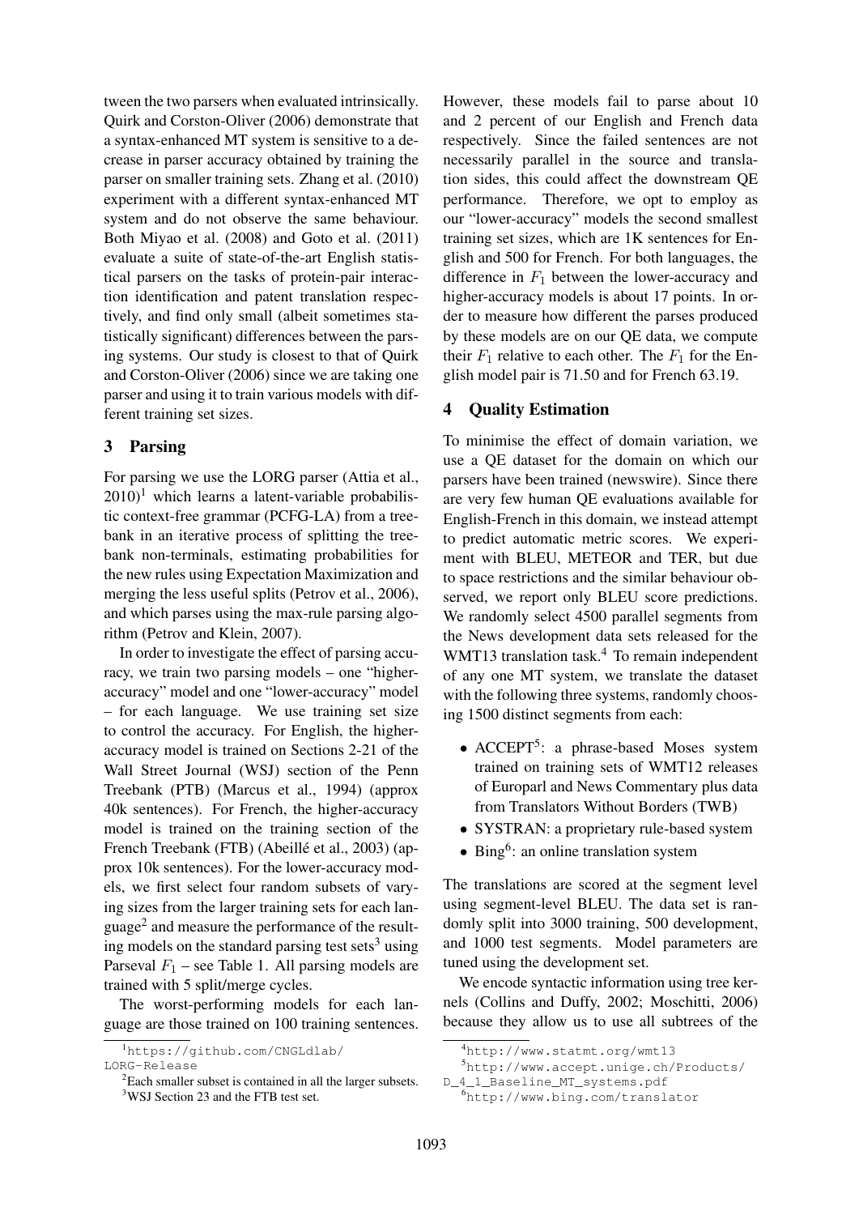tween the two parsers when evaluated intrinsically. Quirk and Corston-Oliver (2006) demonstrate that a syntax-enhanced MT system is sensitive to a decrease in parser accuracy obtained by training the parser on smaller training sets. Zhang et al. (2010) experiment with a different syntax-enhanced MT system and do not observe the same behaviour. Both Miyao et al. (2008) and Goto et al. (2011) evaluate a suite of state-of-the-art English statistical parsers on the tasks of protein-pair interaction identification and patent translation respectively, and find only small (albeit sometimes statistically significant) differences between the parsing systems. Our study is closest to that of Quirk and Corston-Oliver (2006) since we are taking one parser and using it to train various models with different training set sizes.

## 3 Parsing

For parsing we use the LORG parser (Attia et al., 2010)[1] which learns a latent-variable probabilistic context-free grammar (PCFG-LA) from a treebank in an iterative process of splitting the treebank non-terminals, estimating probabilities for the new rules using Expectation Maximization and merging the less useful splits (Petrov et al., 2006), and which parses using the max-rule parsing algorithm (Petrov and Klein, 2007).

In order to investigate the effect of parsing accuracy, we train two parsing models – one "higher-accuracy" model and one "lower-accuracy" model – for each language. We use training set size to control the accuracy. For English, the higher-accuracy model is trained on Sections 2-21 of the Wall Street Journal (WSJ) section of the Penn Treebank (PTB) (Marcus et al., 1994) (approx 40k sentences). For French, the higher-accuracy model is trained on the training section of the French Treebank (FTB) (Abeillé et al., 2003) (approx 10k sentences). For the lower-accuracy models, we first select four random subsets of varying sizes from the larger training sets for each language[2] and measure the performance of the resulting models on the standard parsing test sets[3] using Parseval $F_1$ – see Table 1. All parsing models are trained with 5 split/merge cycles.

The worst-performing models for each language are those trained on 100 training sentences. However, these models fail to parse about 10 and 2 percent of our English and French data respectively. Since the failed sentences are not necessarily parallel in the source and translation sides, this could affect the downstream QE performance. Therefore, we opt to employ as our "lower-accuracy" models the second smallest training set sizes, which are 1K sentences for English and 500 for French. For both languages, the difference in $F_1$ between the lower-accuracy and higher-accuracy models is about 17 points. In order to measure how different the parses produced by these models are on our QE data, we compute their $F_1$ relative to each other. The $F_1$ for the English model pair is 71.50 and for French 63.19.

## 4 Quality Estimation

To minimise the effect of domain variation, we use a QE dataset for the domain on which our parsers have been trained (newswire). Since there are very few human QE evaluations available for English-French in this domain, we instead attempt to predict automatic metric scores. We experiment with BLEU, METEOR and TER, but due to space restrictions and the similar behaviour observed, we report only BLEU score predictions. We randomly select 4500 parallel segments from the News development data sets released for the WMT13 translation task.[4] To remain independent of any one MT system, we translate the dataset with the following three systems, randomly choosing 1500 distinct segments from each:

- ACCEPT[5]: a phrase-based Moses system trained on training sets of WMT12 releases of Europarl and News Commentary plus data from Translators Without Borders (TWB)
- SYSTRAN: a proprietary rule-based system
- Bing[6]: an online translation system

The translations are scored at the segment level using segment-level BLEU. The data set is randomly split into 3000 training, 500 development, and 1000 test segments. Model parameters are tuned using the development set.

We encode syntactic information using tree kernels (Collins and Duffy, 2002; Moschitti, 2006) because they allow us to use all subtrees of the

[1] https://github.com/CNGLdlab/LORG-Release

[2] Each smaller subset is contained in all the larger subsets.

[3] WSJ Section 23 and the FTB test set.

[4] http://www.statmt.org/wmt13

[5] http://www.accept.unige.ch/Products/D_4_1_Baseline_MT_systems.pdf

[6] http://www.bing.com/translator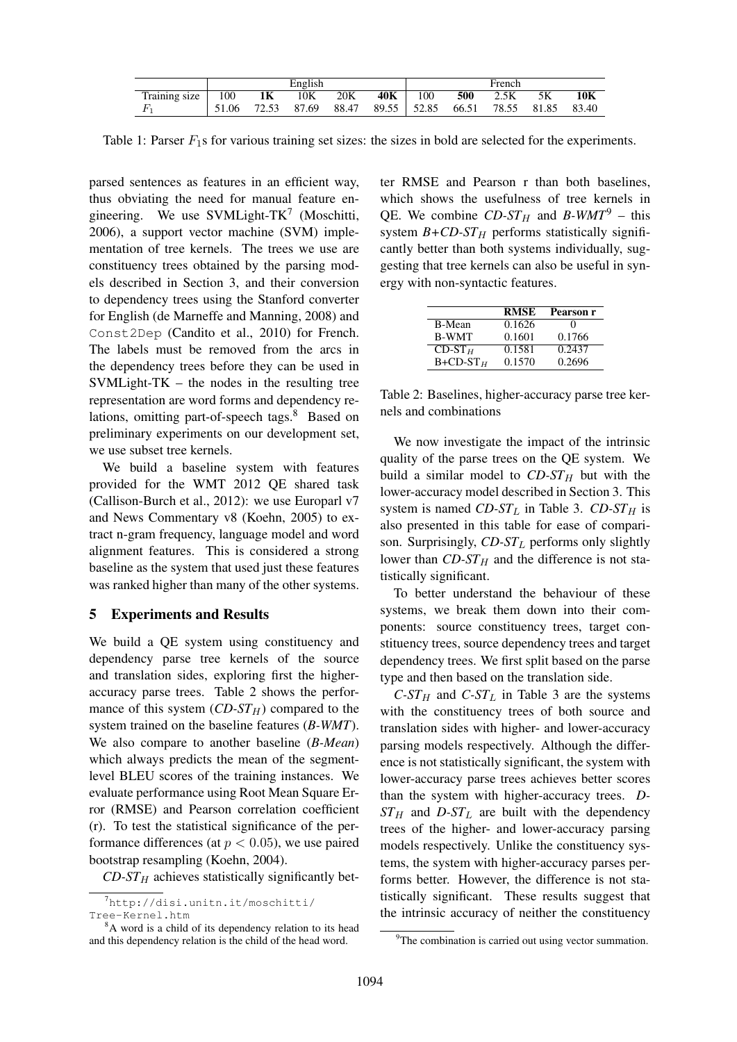| | English | | | | | French | | | | |
|---|---|---|---|---|---|---|---|---|---|---|
| Training size | 100 | **1K** | 10K | 20K | **40K** | 100 | **500** | 2.5K | 5K | **10K** |
| $F_1$ | 51.06 | 72.53 | 87.69 | 88.47 | 89.55 | 52.85 | 66.51 | 78.55 | 81.85 | 83.40 |

Table 1: Parser $F_1$s for various training set sizes: the sizes in bold are selected for the experiments.

parsed sentences as features in an efficient way, thus obviating the need for manual feature engineering. We use SVMLight-TK[7] (Moschitti, 2006), a support vector machine (SVM) implementation of tree kernels. The trees we use are constituency trees obtained by the parsing models described in Section 3, and their conversion to dependency trees using the Stanford converter for English (de Marneffe and Manning, 2008) and Const2Dep (Candito et al., 2010) for French. The labels must be removed from the arcs in the dependency trees before they can be used in SVMLight-TK – the nodes in the resulting tree representation are word forms and dependency relations, omitting part-of-speech tags.[8] Based on preliminary experiments on our development set, we use subset tree kernels.

We build a baseline system with features provided for the WMT 2012 QE shared task (Callison-Burch et al., 2012): we use Europarl v7 and News Commentary v8 (Koehn, 2005) to extract n-gram frequency, language model and word alignment features. This is considered a strong baseline as the system that used just these features was ranked higher than many of the other systems.

## 5 Experiments and Results

We build a QE system using constituency and dependency parse tree kernels of the source and translation sides, exploring first the higher-accuracy parse trees. Table 2 shows the performance of this system (*CD-ST*$_H$) compared to the system trained on the baseline features (*B-WMT*). We also compare to another baseline (*B-Mean*) which always predicts the mean of the segment-level BLEU scores of the training instances. We evaluate performance using Root Mean Square Error (RMSE) and Pearson correlation coefficient (r). To test the statistical significance of the performance differences (at $p < 0.05$), we use paired bootstrap resampling (Koehn, 2004).

*CD-ST*$_H$ achieves statistically significantly better RMSE and Pearson r than both baselines, which shows the usefulness of tree kernels in QE. We combine *CD-ST*$_H$ and *B-WMT*[9] – this system *B+CD-ST*$_H$ performs statistically significantly better than both systems individually, suggesting that tree kernels can also be useful in synergy with non-syntactic features.

| | **RMSE** | **Pearson r** |
|---|---|---|
| B-Mean | 0.1626 | 0 |
| B-WMT | 0.1601 | 0.1766 |
| CD-ST$_H$ | 0.1581 | 0.2437 |
| B+CD-ST$_H$ | 0.1570 | 0.2696 |

Table 2: Baselines, higher-accuracy parse tree kernels and combinations

We now investigate the impact of the intrinsic quality of the parse trees on the QE system. We build a similar model to *CD-ST*$_H$ but with the lower-accuracy model described in Section 3. This system is named *CD-ST*$_L$ in Table 3. *CD-ST*$_H$ is also presented in this table for ease of comparison. Surprisingly, *CD-ST*$_L$ performs only slightly lower than *CD-ST*$_H$ and the difference is not statistically significant.

To better understand the behaviour of these systems, we break them down into their components: source constituency trees, target constituency trees, source dependency trees and target dependency trees. We first split based on the parse type and then based on the translation side.

*C-ST*$_H$ and *C-ST*$_L$ in Table 3 are the systems with the constituency trees of both source and translation sides with higher- and lower-accuracy parsing models respectively. Although the difference is not statistically significant, the system with lower-accuracy parse trees achieves better scores than the system with higher-accuracy trees. *D-ST*$_H$ and *D-ST*$_L$ are built with the dependency trees of the higher- and lower-accuracy parsing models respectively. Unlike the constituency systems, the system with higher-accuracy parses performs better. However, the difference is not statistically significant. These results suggest that the intrinsic accuracy of neither the constituency

[7] http://disi.unitn.it/moschitti/Tree-Kernel.htm

[8] A word is a child of its dependency relation to its head and this dependency relation is the child of the head word.

[9] The combination is carried out using vector summation.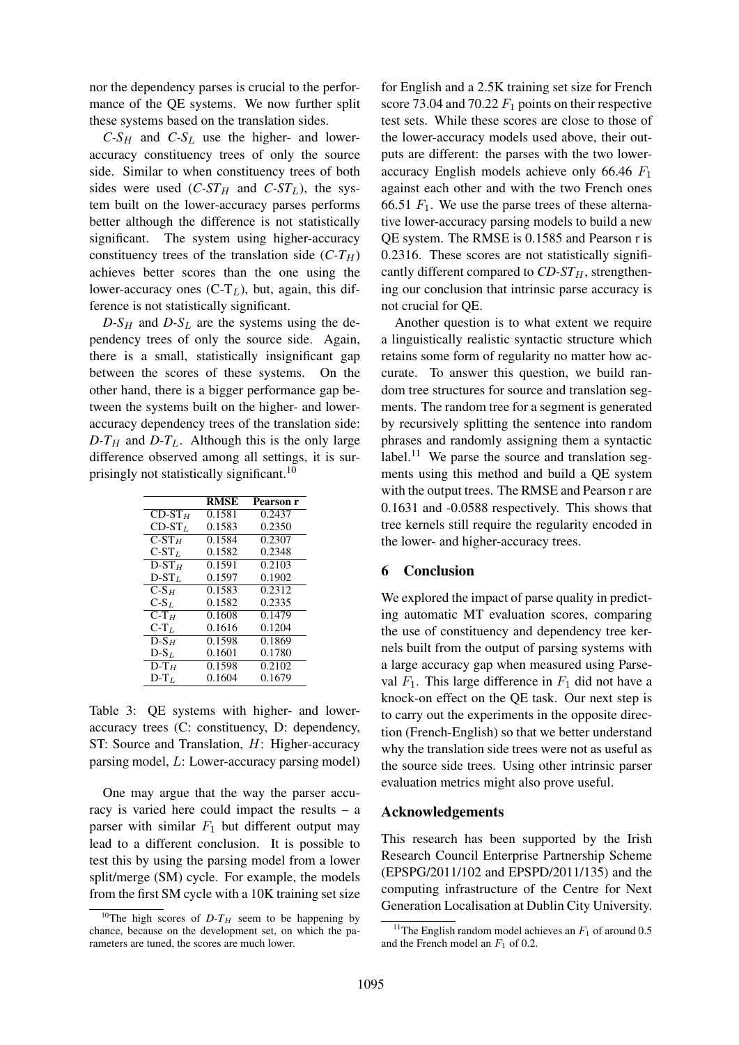nor the dependency parses is crucial to the performance of the QE systems. We now further split these systems based on the translation sides.

*C-S$_H$* and *C-S$_L$* use the higher- and lower-accuracy constituency trees of only the source side. Similar to when constituency trees of both sides were used (*C-ST$_H$* and *C-ST$_L$*), the system built on the lower-accuracy parses performs better although the difference is not statistically significant. The system using higher-accuracy constituency trees of the translation side (*C-T$_H$*) achieves better scores than the one using the lower-accuracy ones (C-T$_L$), but, again, this difference is not statistically significant.

*D-S$_H$* and *D-S$_L$* are the systems using the dependency trees of only the source side. Again, there is a small, statistically insignificant gap between the scores of these systems. On the other hand, there is a bigger performance gap between the systems built on the higher- and lower-accuracy dependency trees of the translation side: *D-T$_H$* and *D-T$_L$*. Although this is the only large difference observed among all settings, it is surprisingly not statistically significant.[10]

| | RMSE | Pearson r |
|---|---|---|
| CD-ST$_H$ | 0.1581 | 0.2437 |
| CD-ST$_L$ | 0.1583 | 0.2350 |
| C-ST$_H$ | 0.1584 | 0.2307 |
| C-ST$_L$ | 0.1582 | 0.2348 |
| D-ST$_H$ | 0.1591 | 0.2103 |
| D-ST$_L$ | 0.1597 | 0.1902 |
| C-S$_H$ | 0.1583 | 0.2312 |
| C-S$_L$ | 0.1582 | 0.2335 |
| C-T$_H$ | 0.1608 | 0.1479 |
| C-T$_L$ | 0.1616 | 0.1204 |
| D-S$_H$ | 0.1598 | 0.1869 |
| D-S$_L$ | 0.1601 | 0.1780 |
| D-T$_H$ | 0.1598 | 0.2102 |
| D-T$_L$ | 0.1604 | 0.1679 |

Table 3: QE systems with higher- and lower-accuracy trees (C: constituency, D: dependency, ST: Source and Translation, *H*: Higher-accuracy parsing model, *L*: Lower-accuracy parsing model)

One may argue that the way the parser accuracy is varied here could impact the results – a parser with similar $F_1$ but different output may lead to a different conclusion. It is possible to test this by using the parsing model from a lower split/merge (SM) cycle. For example, the models from the first SM cycle with a 10K training set size for English and a 2.5K training set size for French score 73.04 and 70.22 $F_1$ points on their respective test sets. While these scores are close to those of the lower-accuracy models used above, their outputs are different: the parses with the two lower-accuracy English models achieve only 66.46 $F_1$ against each other and with the two French ones 66.51 $F_1$. We use the parse trees of these alternative lower-accuracy parsing models to build a new QE system. The RMSE is 0.1585 and Pearson r is 0.2316. These scores are not statistically significantly different compared to *CD-ST$_H$*, strengthening our conclusion that intrinsic parse accuracy is not crucial for QE.

Another question is to what extent we require a linguistically realistic syntactic structure which retains some form of regularity no matter how accurate. To answer this question, we build random tree structures for source and translation segments. The random tree for a segment is generated by recursively splitting the sentence into random phrases and randomly assigning them a syntactic label.[11] We parse the source and translation segments using this method and build a QE system with the output trees. The RMSE and Pearson r are 0.1631 and -0.0588 respectively. This shows that tree kernels still require the regularity encoded in the lower- and higher-accuracy trees.

## 6 Conclusion

We explored the impact of parse quality in predicting automatic MT evaluation scores, comparing the use of constituency and dependency tree kernels built from the output of parsing systems with a large accuracy gap when measured using Parseval $F_1$. This large difference in $F_1$ did not have a knock-on effect on the QE task. Our next step is to carry out the experiments in the opposite direction (French-English) so that we better understand why the translation side trees were not as useful as the source side trees. Using other intrinsic parser evaluation metrics might also prove useful.

## Acknowledgements

This research has been supported by the Irish Research Council Enterprise Partnership Scheme (EPSPG/2011/102 and EPSPD/2011/135) and the computing infrastructure of the Centre for Next Generation Localisation at Dublin City University.

[10] The high scores of *D-T$_H$* seem to be happening by chance, because on the development set, on which the parameters are tuned, the scores are much lower.

[11] The English random model achieves an $F_1$ of around 0.5 and the French model an $F_1$ of 0.2.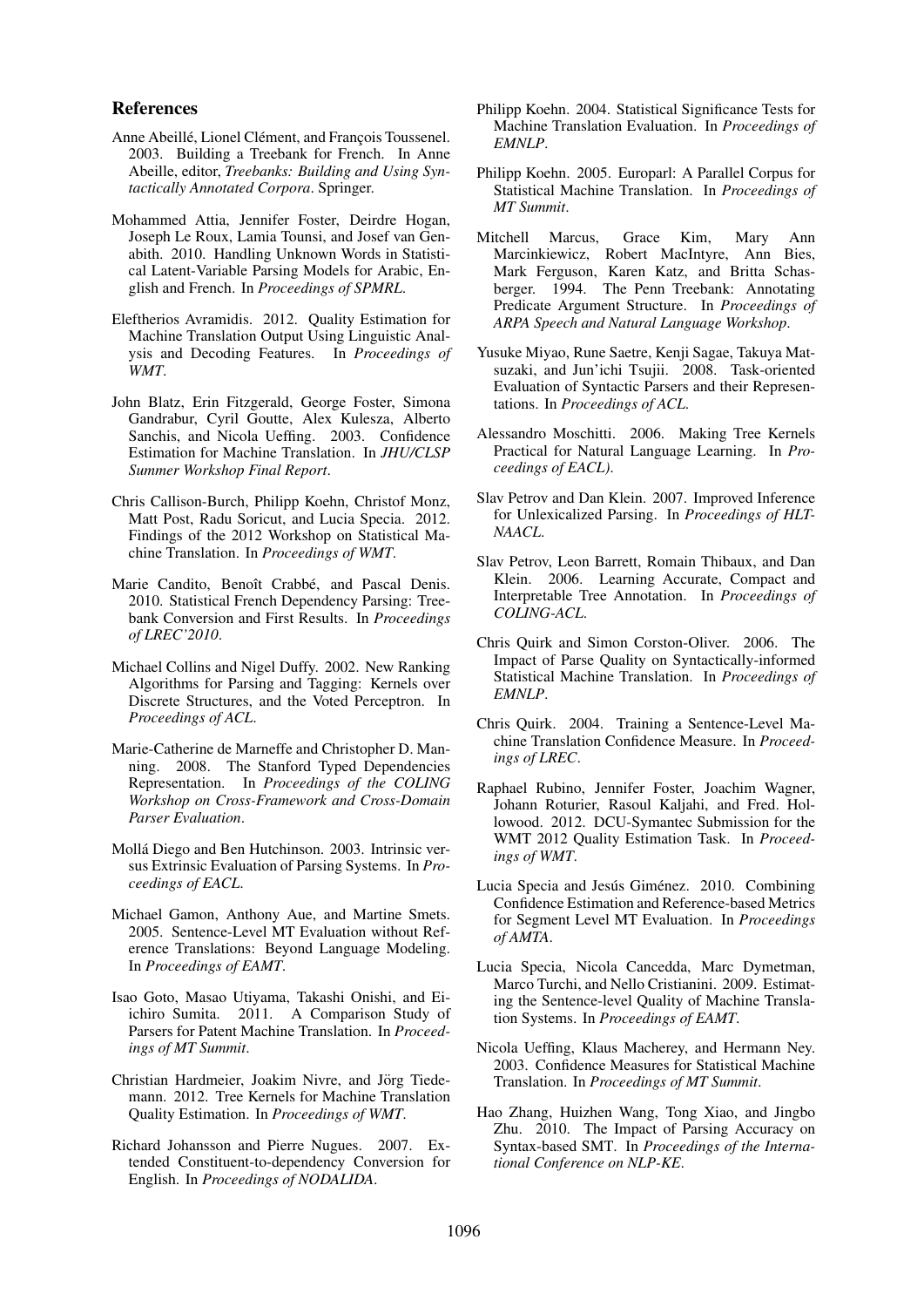## References

Anne Abeillé, Lionel Clément, and François Toussenel. 2003. Building a Treebank for French. In Anne Abeille, editor, *Treebanks: Building and Using Syntactically Annotated Corpora*. Springer.

Mohammed Attia, Jennifer Foster, Deirdre Hogan, Joseph Le Roux, Lamia Tounsi, and Josef van Genabith. 2010. Handling Unknown Words in Statistical Latent-Variable Parsing Models for Arabic, English and French. In *Proceedings of SPMRL*.

Eleftherios Avramidis. 2012. Quality Estimation for Machine Translation Output Using Linguistic Analysis and Decoding Features. In *Proceedings of WMT*.

John Blatz, Erin Fitzgerald, George Foster, Simona Gandrabur, Cyril Goutte, Alex Kulesza, Alberto Sanchis, and Nicola Ueffing. 2003. Confidence Estimation for Machine Translation. In *JHU/CLSP Summer Workshop Final Report*.

Chris Callison-Burch, Philipp Koehn, Christof Monz, Matt Post, Radu Soricut, and Lucia Specia. 2012. Findings of the 2012 Workshop on Statistical Machine Translation. In *Proceedings of WMT*.

Marie Candito, Benoît Crabbé, and Pascal Denis. 2010. Statistical French Dependency Parsing: Treebank Conversion and First Results. In *Proceedings of LREC'2010*.

Michael Collins and Nigel Duffy. 2002. New Ranking Algorithms for Parsing and Tagging: Kernels over Discrete Structures, and the Voted Perceptron. In *Proceedings of ACL*.

Marie-Catherine de Marneffe and Christopher D. Manning. 2008. The Stanford Typed Dependencies Representation. In *Proceedings of the COLING Workshop on Cross-Framework and Cross-Domain Parser Evaluation*.

Mollá Diego and Ben Hutchinson. 2003. Intrinsic versus Extrinsic Evaluation of Parsing Systems. In *Proceedings of EACL*.

Michael Gamon, Anthony Aue, and Martine Smets. 2005. Sentence-Level MT Evaluation without Reference Translations: Beyond Language Modeling. In *Proceedings of EAMT*.

Isao Goto, Masao Utiyama, Takashi Onishi, and Eiichiro Sumita. 2011. A Comparison Study of Parsers for Patent Machine Translation. In *Proceedings of MT Summit*.

Christian Hardmeier, Joakim Nivre, and Jörg Tiedemann. 2012. Tree Kernels for Machine Translation Quality Estimation. In *Proceedings of WMT*.

Richard Johansson and Pierre Nugues. 2007. Extended Constituent-to-dependency Conversion for English. In *Proceedings of NODALIDA*.

Philipp Koehn. 2004. Statistical Significance Tests for Machine Translation Evaluation. In *Proceedings of EMNLP*.

Philipp Koehn. 2005. Europarl: A Parallel Corpus for Statistical Machine Translation. In *Proceedings of MT Summit*.

Mitchell Marcus, Grace Kim, Mary Ann Marcinkiewicz, Robert MacIntyre, Ann Bies, Mark Ferguson, Karen Katz, and Britta Schasberger. 1994. The Penn Treebank: Annotating Predicate Argument Structure. In *Proceedings of ARPA Speech and Natural Language Workshop*.

Yusuke Miyao, Rune Saetre, Kenji Sagae, Takuya Matsuzaki, and Jun'ichi Tsujii. 2008. Task-oriented Evaluation of Syntactic Parsers and their Representations. In *Proceedings of ACL*.

Alessandro Moschitti. 2006. Making Tree Kernels Practical for Natural Language Learning. In *Proceedings of EACL)*.

Slav Petrov and Dan Klein. 2007. Improved Inference for Unlexicalized Parsing. In *Proceedings of HLT-NAACL*.

Slav Petrov, Leon Barrett, Romain Thibaux, and Dan Klein. 2006. Learning Accurate, Compact and Interpretable Tree Annotation. In *Proceedings of COLING-ACL*.

Chris Quirk and Simon Corston-Oliver. 2006. The Impact of Parse Quality on Syntactically-informed Statistical Machine Translation. In *Proceedings of EMNLP*.

Chris Quirk. 2004. Training a Sentence-Level Machine Translation Confidence Measure. In *Proceedings of LREC*.

Raphael Rubino, Jennifer Foster, Joachim Wagner, Johann Roturier, Rasoul Kaljahi, and Fred. Hollowood. 2012. DCU-Symantec Submission for the WMT 2012 Quality Estimation Task. In *Proceedings of WMT*.

Lucia Specia and Jesús Giménez. 2010. Combining Confidence Estimation and Reference-based Metrics for Segment Level MT Evaluation. In *Proceedings of AMTA*.

Lucia Specia, Nicola Cancedda, Marc Dymetman, Marco Turchi, and Nello Cristianini. 2009. Estimating the Sentence-level Quality of Machine Translation Systems. In *Proceedings of EAMT*.

Nicola Ueffing, Klaus Macherey, and Hermann Ney. 2003. Confidence Measures for Statistical Machine Translation. In *Proceedings of MT Summit*.

Hao Zhang, Huizhen Wang, Tong Xiao, and Jingbo Zhu. 2010. The Impact of Parsing Accuracy on Syntax-based SMT. In *Proceedings of the International Conference on NLP-KE*.